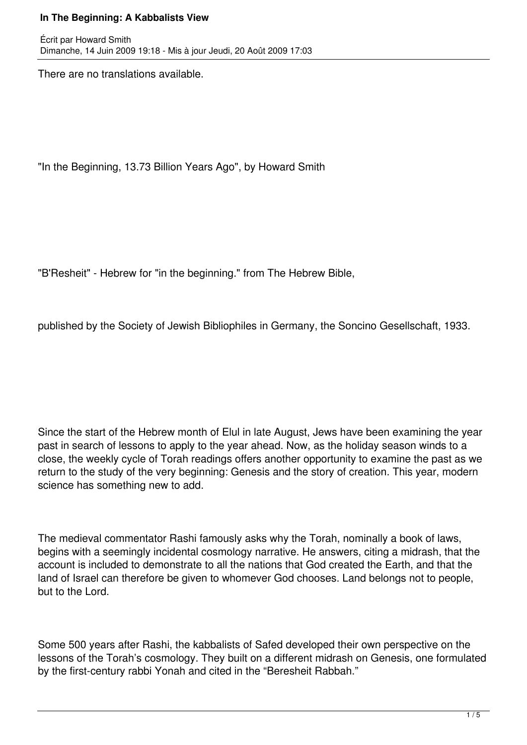# In The Beginning: A Kabbalists View

Écrit par Howard Smith
Dimanche, 14 Juin 2009 19:18 - Mis à jour Jeudi, 20 Août 2009 17:03

There are no translations available.

"In the Beginning, 13.73 Billion Years Ago", by Howard Smith

"B'Resheit" - Hebrew for "in the beginning." from The Hebrew Bible,

published by the Society of Jewish Bibliophiles in Germany, the Soncino Gesellschaft, 1933.

Since the start of the Hebrew month of Elul in late August, Jews have been examining the year past in search of lessons to apply to the year ahead. Now, as the holiday season winds to a close, the weekly cycle of Torah readings offers another opportunity to examine the past as we return to the study of the very beginning: Genesis and the story of creation. This year, modern science has something new to add.

The medieval commentator Rashi famously asks why the Torah, nominally a book of laws, begins with a seemingly incidental cosmology narrative. He answers, citing a midrash, that the account is included to demonstrate to all the nations that God created the Earth, and that the land of Israel can therefore be given to whomever God chooses. Land belongs not to people, but to the Lord.

Some 500 years after Rashi, the kabbalists of Safed developed their own perspective on the lessons of the Torah's cosmology. They built on a different midrash on Genesis, one formulated by the first-century rabbi Yonah and cited in the "Beresheit Rabbah."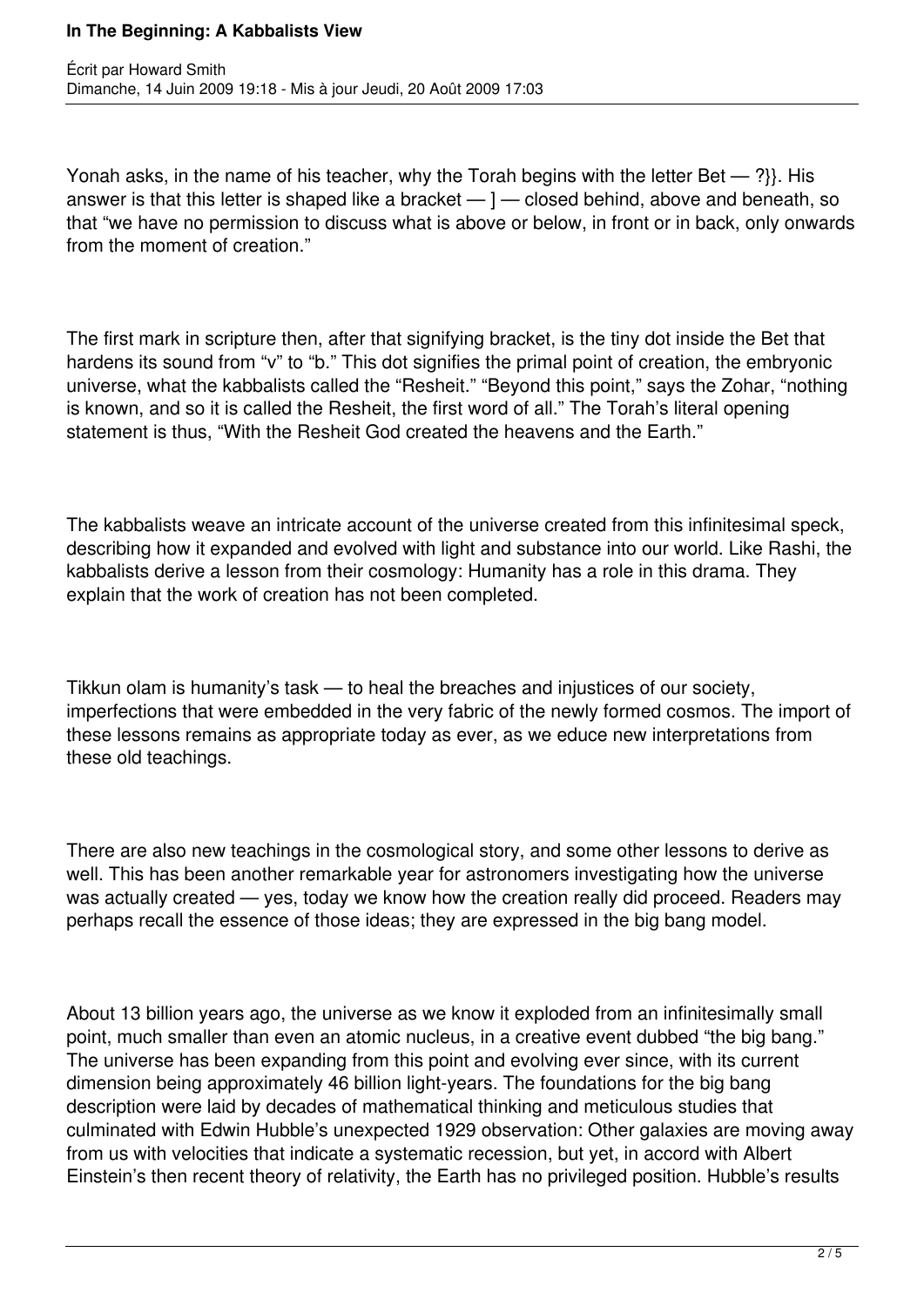Yonah asks, in the name of his teacher, why the Torah begins with the letter Bet — ?}}. His answer is that this letter is shaped like a bracket — ] — closed behind, above and beneath, so that "we have no permission to discuss what is above or below, in front or in back, only onwards from the moment of creation."

The first mark in scripture then, after that signifying bracket, is the tiny dot inside the Bet that hardens its sound from "v" to "b." This dot signifies the primal point of creation, the embryonic universe, what the kabbalists called the "Resheit." "Beyond this point," says the Zohar, "nothing is known, and so it is called the Resheit, the first word of all." The Torah's literal opening statement is thus, "With the Resheit God created the heavens and the Earth."

The kabbalists weave an intricate account of the universe created from this infinitesimal speck, describing how it expanded and evolved with light and substance into our world. Like Rashi, the kabbalists derive a lesson from their cosmology: Humanity has a role in this drama. They explain that the work of creation has not been completed.

Tikkun olam is humanity's task — to heal the breaches and injustices of our society, imperfections that were embedded in the very fabric of the newly formed cosmos. The import of these lessons remains as appropriate today as ever, as we educe new interpretations from these old teachings.

There are also new teachings in the cosmological story, and some other lessons to derive as well. This has been another remarkable year for astronomers investigating how the universe was actually created — yes, today we know how the creation really did proceed. Readers may perhaps recall the essence of those ideas; they are expressed in the big bang model.

About 13 billion years ago, the universe as we know it exploded from an infinitesimally small point, much smaller than even an atomic nucleus, in a creative event dubbed "the big bang." The universe has been expanding from this point and evolving ever since, with its current dimension being approximately 46 billion light-years. The foundations for the big bang description were laid by decades of mathematical thinking and meticulous studies that culminated with Edwin Hubble's unexpected 1929 observation: Other galaxies are moving away from us with velocities that indicate a systematic recession, but yet, in accord with Albert Einstein's then recent theory of relativity, the Earth has no privileged position. Hubble's results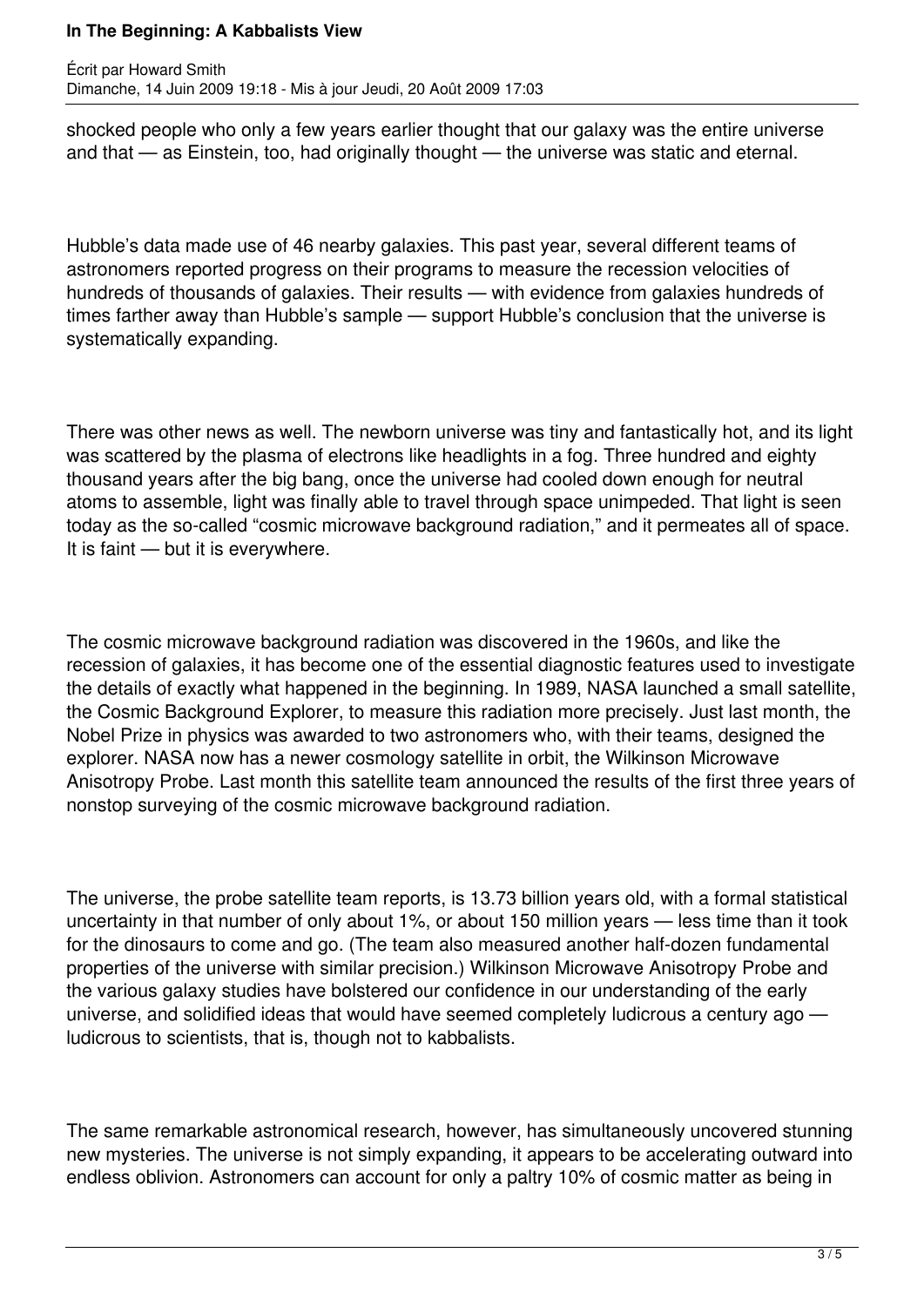shocked people who only a few years earlier thought that our galaxy was the entire universe and that — as Einstein, too, had originally thought — the universe was static and eternal.

Hubble's data made use of 46 nearby galaxies. This past year, several different teams of astronomers reported progress on their programs to measure the recession velocities of hundreds of thousands of galaxies. Their results — with evidence from galaxies hundreds of times farther away than Hubble's sample — support Hubble's conclusion that the universe is systematically expanding.

There was other news as well. The newborn universe was tiny and fantastically hot, and its light was scattered by the plasma of electrons like headlights in a fog. Three hundred and eighty thousand years after the big bang, once the universe had cooled down enough for neutral atoms to assemble, light was finally able to travel through space unimpeded. That light is seen today as the so-called "cosmic microwave background radiation," and it permeates all of space. It is faint — but it is everywhere.

The cosmic microwave background radiation was discovered in the 1960s, and like the recession of galaxies, it has become one of the essential diagnostic features used to investigate the details of exactly what happened in the beginning. In 1989, NASA launched a small satellite, the Cosmic Background Explorer, to measure this radiation more precisely. Just last month, the Nobel Prize in physics was awarded to two astronomers who, with their teams, designed the explorer. NASA now has a newer cosmology satellite in orbit, the Wilkinson Microwave Anisotropy Probe. Last month this satellite team announced the results of the first three years of nonstop surveying of the cosmic microwave background radiation.

The universe, the probe satellite team reports, is 13.73 billion years old, with a formal statistical uncertainty in that number of only about 1%, or about 150 million years — less time than it took for the dinosaurs to come and go. (The team also measured another half-dozen fundamental properties of the universe with similar precision.) Wilkinson Microwave Anisotropy Probe and the various galaxy studies have bolstered our confidence in our understanding of the early universe, and solidified ideas that would have seemed completely ludicrous a century ago — ludicrous to scientists, that is, though not to kabbalists.

The same remarkable astronomical research, however, has simultaneously uncovered stunning new mysteries. The universe is not simply expanding, it appears to be accelerating outward into endless oblivion. Astronomers can account for only a paltry 10% of cosmic matter as being in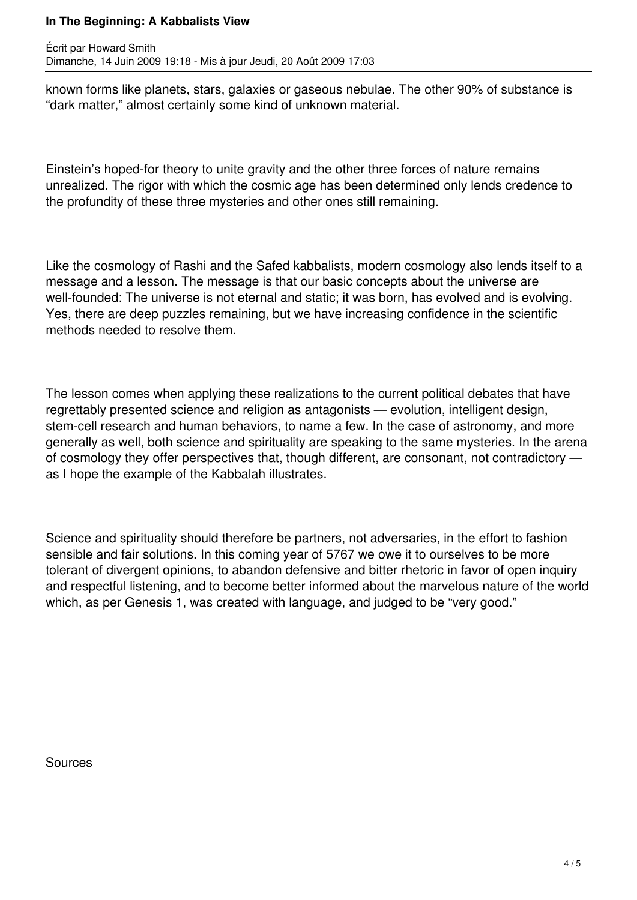known forms like planets, stars, galaxies or gaseous nebulae. The other 90% of substance is "dark matter," almost certainly some kind of unknown material.

Einstein's hoped-for theory to unite gravity and the other three forces of nature remains unrealized. The rigor with which the cosmic age has been determined only lends credence to the profundity of these three mysteries and other ones still remaining.

Like the cosmology of Rashi and the Safed kabbalists, modern cosmology also lends itself to a message and a lesson. The message is that our basic concepts about the universe are well-founded: The universe is not eternal and static; it was born, has evolved and is evolving. Yes, there are deep puzzles remaining, but we have increasing confidence in the scientific methods needed to resolve them.

The lesson comes when applying these realizations to the current political debates that have regrettably presented science and religion as antagonists — evolution, intelligent design, stem-cell research and human behaviors, to name a few. In the case of astronomy, and more generally as well, both science and spirituality are speaking to the same mysteries. In the arena of cosmology they offer perspectives that, though different, are consonant, not contradictory — as I hope the example of the Kabbalah illustrates.

Science and spirituality should therefore be partners, not adversaries, in the effort to fashion sensible and fair solutions. In this coming year of 5767 we owe it to ourselves to be more tolerant of divergent opinions, to abandon defensive and bitter rhetoric in favor of open inquiry and respectful listening, and to become better informed about the marvelous nature of the world which, as per Genesis 1, was created with language, and judged to be "very good."

---

Sources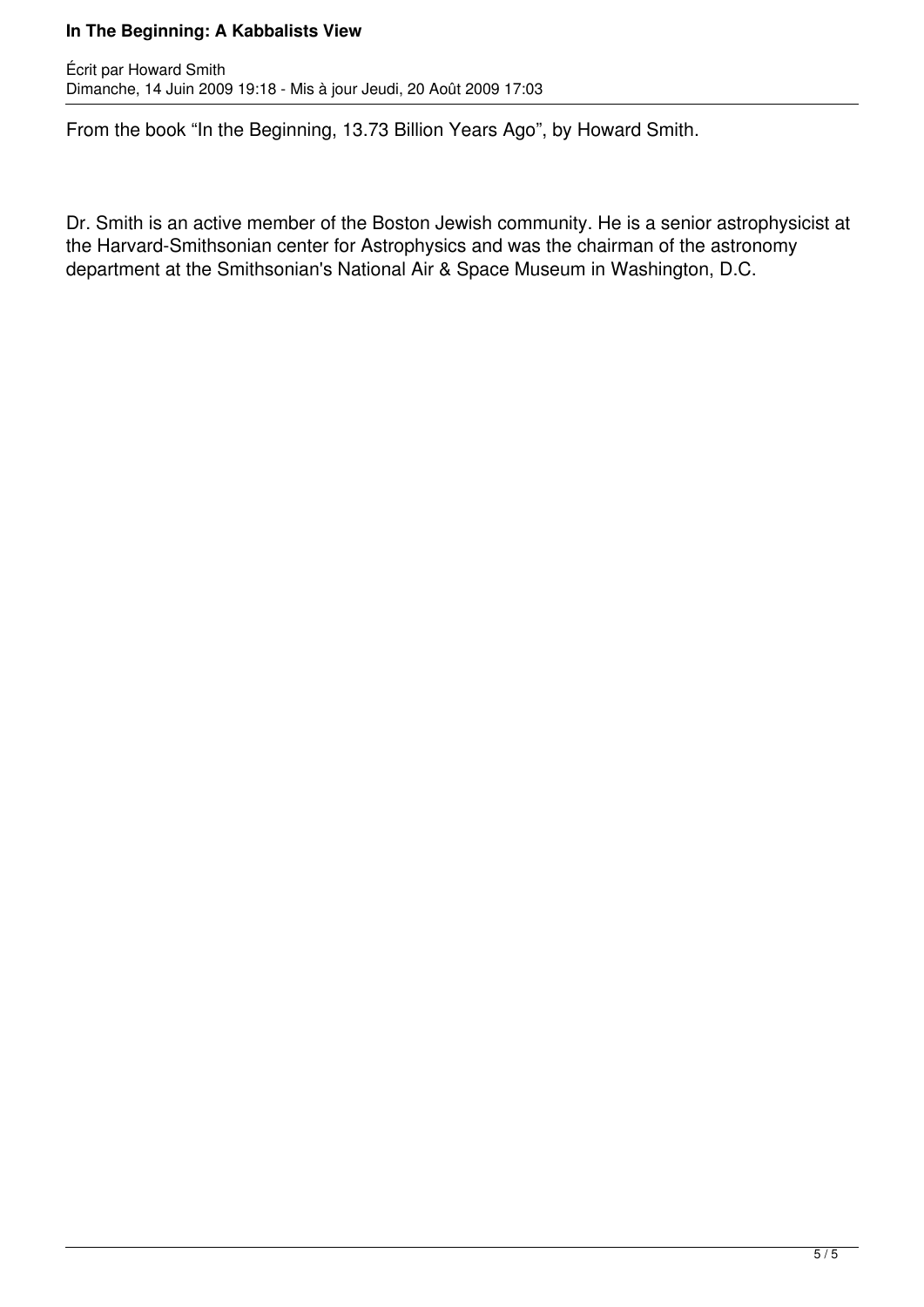From the book “In the Beginning, 13.73 Billion Years Ago”, by Howard Smith.

Dr. Smith is an active member of the Boston Jewish community. He is a senior astrophysicist at the Harvard-Smithsonian center for Astrophysics and was the chairman of the astronomy department at the Smithsonian's National Air & Space Museum in Washington, D.C.